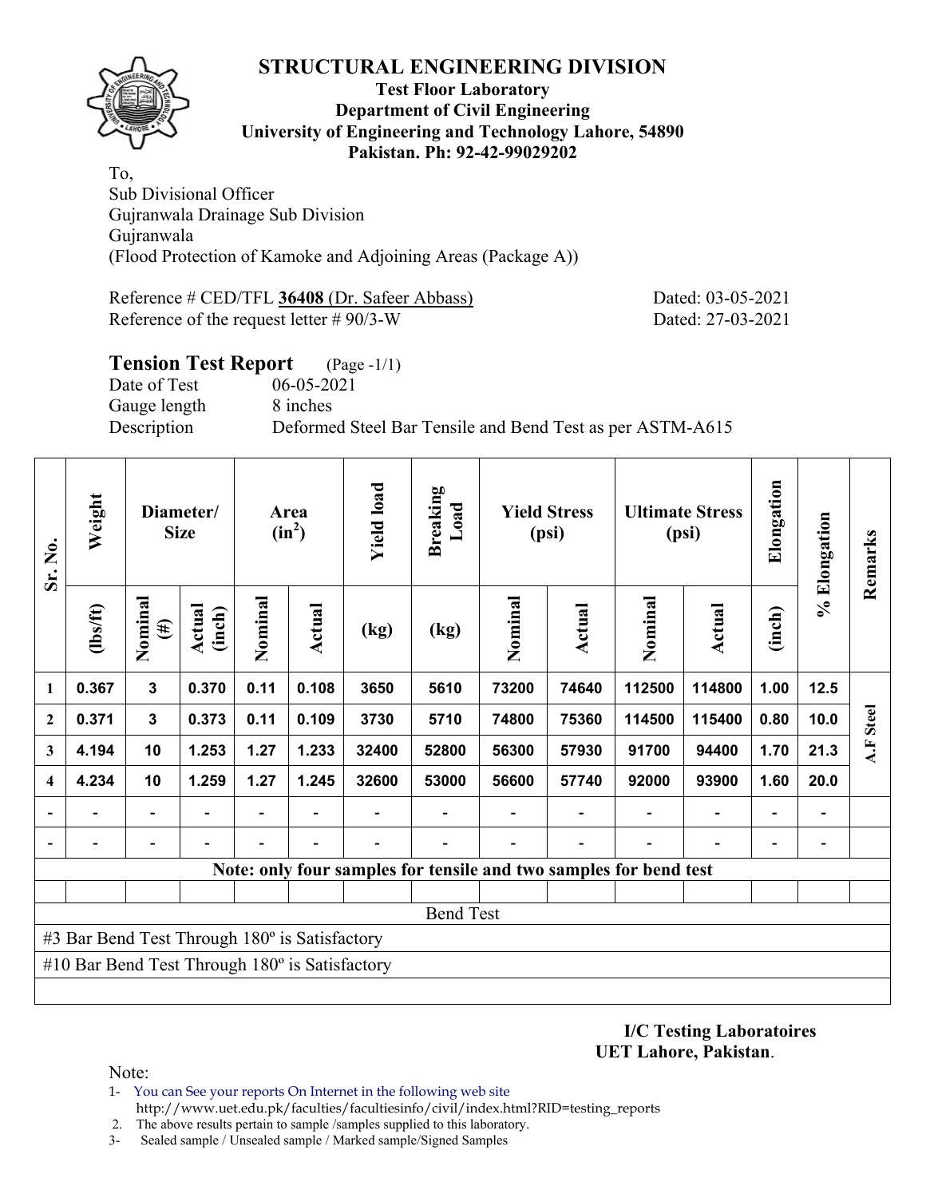# STRUCTURAL ENGINEERING DIVISION

**Test Floor Laboratory**
**Department of Civil Engineering**
**University of Engineering and Technology Lahore, 54890**
**Pakistan. Ph: 92-42-99029202**

To,
Sub Divisional Officer
Gujranwala Drainage Sub Division
Gujranwala
(Flood Protection of Kamoke and Adjoining Areas (Package A))

Reference # CED/TFL **36408** (Dr. Safeer Abbass) Dated: 03-05-2021
Reference of the request letter # 90/3-W Dated: 27-03-2021

## Tension Test Report (Page -1/1)

Date of Test 06-05-2021
Gauge length 8 inches
Description Deformed Steel Bar Tensile and Bend Test as per ASTM-A615

| Sr. No. | Weight | Diameter/ Size | | Area ($in^2$) | | Yield load | Breaking Load | Yield Stress (psi) | | Ultimate Stress (psi) | | Elongation | % Elongation | Remarks |
|---|---|---|---|---|---|---|---|---|---|---|---|---|---|---|
| | (lbs/ft) | Nominal (#) | Actual (inch) | Nominal | Actual | (kg) | (kg) | Nominal | Actual | Nominal | Actual | (inch) | | |
| 1 | 0.367 | 3 | 0.370 | 0.11 | 0.108 | 3650 | 5610 | 73200 | 74640 | 112500 | 114800 | 1.00 | 12.5 | A.F Steel |
| 2 | 0.371 | 3 | 0.373 | 0.11 | 0.109 | 3730 | 5710 | 74800 | 75360 | 114500 | 115400 | 0.80 | 10.0 | |
| 3 | 4.194 | 10 | 1.253 | 1.27 | 1.233 | 32400 | 52800 | 56300 | 57930 | 91700 | 94400 | 1.70 | 21.3 | |
| 4 | 4.234 | 10 | 1.259 | 1.27 | 1.245 | 32600 | 53000 | 56600 | 57740 | 92000 | 93900 | 1.60 | 20.0 | |
| - | - | - | - | - | - | - | - | - | - | - | - | - | - | |
| - | - | - | - | - | - | - | - | - | - | - | - | - | - | |

**Note: only four samples for tensile and two samples for bend test**

Bend Test

#3 Bar Bend Test Through 180º is Satisfactory
#10 Bar Bend Test Through 180º is Satisfactory

**I/C Testing Laboratoires**
**UET Lahore, Pakistan**.

Note:
1- You can See your reports On Internet in the following web site
http://www.uet.edu.pk/faculties/facultiesinfo/civil/index.html?RID=testing_reports
2. The above results pertain to sample /samples supplied to this laboratory.
3- Sealed sample / Unsealed sample / Marked sample/Signed Samples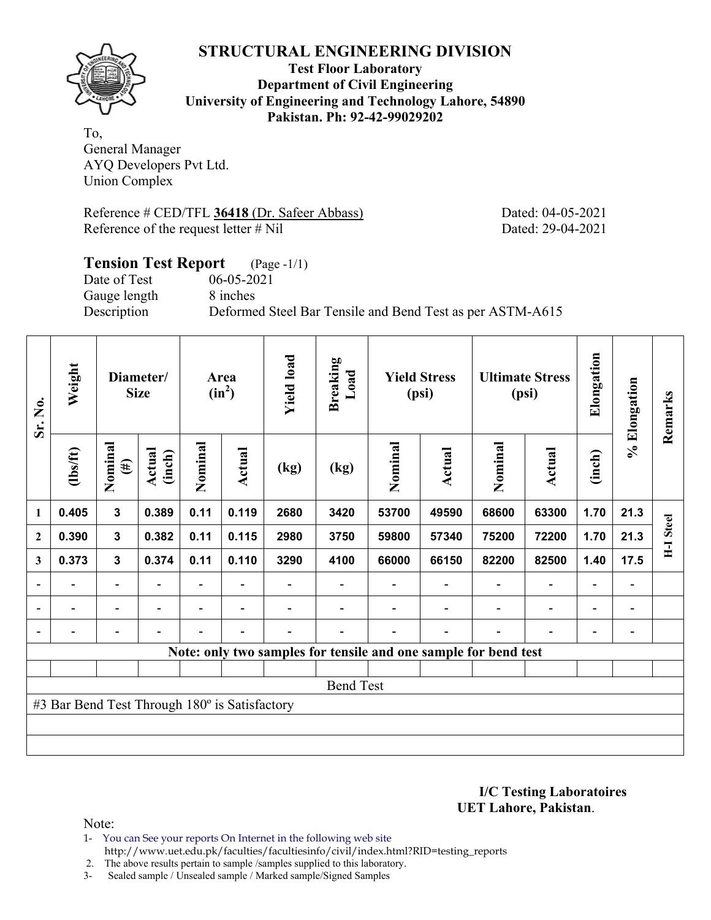# STRUCTURAL ENGINEERING DIVISION

**Test Floor Laboratory**
**Department of Civil Engineering**
**University of Engineering and Technology Lahore, 54890**
**Pakistan. Ph: 92-42-99029202**

To,
General Manager
AYQ Developers Pvt Ltd.
Union Complex

Reference # CED/TFL **36418** (Dr. Safeer Abbass) Dated: 04-05-2021
Reference of the request letter # Nil Dated: 29-04-2021

## Tension Test Report (Page -1/1)

Date of Test 06-05-2021
Gauge length 8 inches
Description Deformed Steel Bar Tensile and Bend Test as per ASTM-A615

| Sr. No. | Weight | Diameter/ Size | | Area ($in^2$) | | Yield load | Breaking Load | Yield Stress (psi) | | Ultimate Stress (psi) | | Elongation | % Elongation | Remarks |
|---|---|---|---|---|---|---|---|---|---|---|---|---|---|---|
| | (lbs/ft) | Nominal (#) | Actual (inch) | Nominal | Actual | (kg) | (kg) | Nominal | Actual | Nominal | Actual | (inch) | | |
| 1 | 0.405 | 3 | 0.389 | 0.11 | 0.119 | 2680 | 3420 | 53700 | 49590 | 68600 | 63300 | 1.70 | 21.3 | H-I Steel |
| 2 | 0.390 | 3 | 0.382 | 0.11 | 0.115 | 2980 | 3750 | 59800 | 57340 | 75200 | 72200 | 1.70 | 21.3 | |
| 3 | 0.373 | 3 | 0.374 | 0.11 | 0.110 | 3290 | 4100 | 66000 | 66150 | 82200 | 82500 | 1.40 | 17.5 | |
| - | - | - | - | - | - | - | - | - | - | - | - | - | - | |
| - | - | - | - | - | - | - | - | - | - | - | - | - | - | |
| - | - | - | - | - | - | - | - | - | - | - | - | - | - | |

**Note: only two samples for tensile and one sample for bend test**

Bend Test

#3 Bar Bend Test Through 180º is Satisfactory

**I/C Testing Laboratoires**
**UET Lahore, Pakistan**.

Note:

1- You can See your reports On Internet in the following web site
http://www.uet.edu.pk/faculties/facultiesinfo/civil/index.html?RID=testing_reports
2. The above results pertain to sample /samples supplied to this laboratory.
3- Sealed sample / Unsealed sample / Marked sample/Signed Samples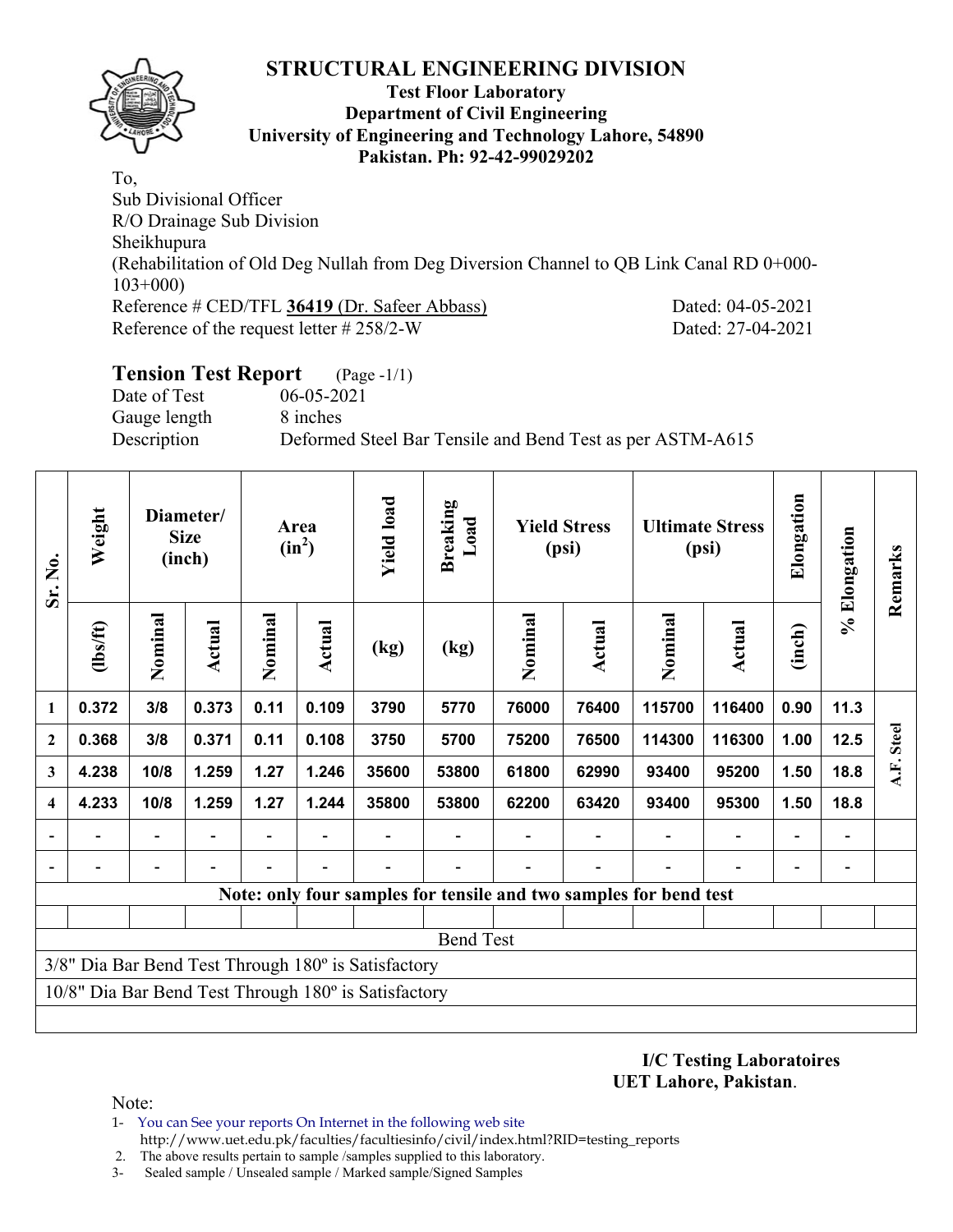# STRUCTURAL ENGINEERING DIVISION

**Test Floor Laboratory**
**Department of Civil Engineering**
**University of Engineering and Technology Lahore, 54890**
**Pakistan. Ph: 92-42-99029202**

To,
Sub Divisional Officer
R/O Drainage Sub Division
Sheikhupura
(Rehabilitation of Old Deg Nullah from Deg Diversion Channel to QB Link Canal RD 0+000-103+000)
Reference # CED/TFL **36419** (Dr. Safeer Abbass) Dated: 04-05-2021
Reference of the request letter # 258/2-W Dated: 27-04-2021

## Tension Test Report (Page -1/1)

Date of Test 06-05-2021
Gauge length 8 inches
Description Deformed Steel Bar Tensile and Bend Test as per ASTM-A615

| Sr. No. | Weight | Diameter/ Size (inch) | | Area ($in^2$) | | Yield load | Breaking Load | Yield Stress (psi) | | Ultimate Stress (psi) | | Elongation | % Elongation | Remarks |
|---|---|---|---|---|---|---|---|---|---|---|---|---|---|---|
| | (lbs/ft) | Nominal | Actual | Nominal | Actual | (kg) | (kg) | Nominal | Actual | Nominal | Actual | (inch) | | |
| 1 | 0.372 | 3/8 | 0.373 | 0.11 | 0.109 | 3790 | 5770 | 76000 | 76400 | 115700 | 116400 | 0.90 | 11.3 | A.F. Steel |
| 2 | 0.368 | 3/8 | 0.371 | 0.11 | 0.108 | 3750 | 5700 | 75200 | 76500 | 114300 | 116300 | 1.00 | 12.5 | |
| 3 | 4.238 | 10/8 | 1.259 | 1.27 | 1.246 | 35600 | 53800 | 61800 | 62990 | 93400 | 95200 | 1.50 | 18.8 | |
| 4 | 4.233 | 10/8 | 1.259 | 1.27 | 1.244 | 35800 | 53800 | 62200 | 63420 | 93400 | 95300 | 1.50 | 18.8 | |
| - | - | - | - | - | - | - | - | - | - | - | - | - | - | |
| - | - | - | - | - | - | - | - | - | - | - | - | - | - | |
| **Note: only four samples for tensile and two samples for bend test** | | | | | | | | | | | | | | |
| Bend Test | | | | | | | | | | | | | | |
| 3/8" Dia Bar Bend Test Through 180º is Satisfactory | | | | | | | | | | | | | | |
| 10/8" Dia Bar Bend Test Through 180º is Satisfactory | | | | | | | | | | | | | | |

**I/C Testing Laboratoires**
**UET Lahore, Pakistan**.

Note:
1- You can See your reports On Internet in the following web site
http://www.uet.edu.pk/faculties/facultiesinfo/civil/index.html?RID=testing_reports
2. The above results pertain to sample /samples supplied to this laboratory.
3- Sealed sample / Unsealed sample / Marked sample/Signed Samples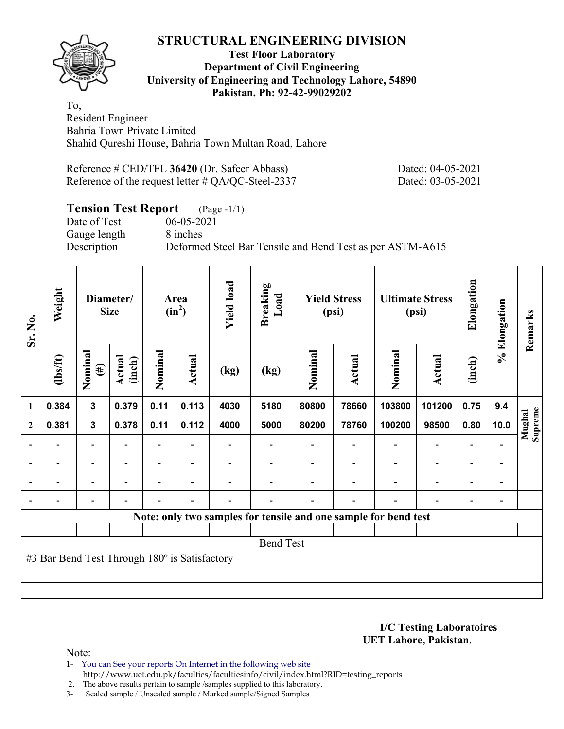# STRUCTURAL ENGINEERING DIVISION

**Test Floor Laboratory**
**Department of Civil Engineering**
**University of Engineering and Technology Lahore, 54890**
**Pakistan. Ph: 92-42-99029202**

To,
Resident Engineer
Bahria Town Private Limited
Shahid Qureshi House, Bahria Town Multan Road, Lahore

Reference # CED/TFL **36420** (Dr. Safeer Abbass) Dated: 04-05-2021
Reference of the request letter # QA/QC-Steel-2337 Dated: 03-05-2021

**Tension Test Report** (Page -1/1)
Date of Test 06-05-2021
Gauge length 8 inches
Description Deformed Steel Bar Tensile and Bend Test as per ASTM-A615

| Sr. No. | Weight | Diameter/ Size | | Area (in$^2$) | | Yield load | Breaking Load | Yield Stress (psi) | | Ultimate Stress (psi) | | Elongation | % Elongation | Remarks |
|---|---|---|---|---|---|---|---|---|---|---|---|---|---|---|
| | (lbs/ft) | Nominal (#) | Actual (inch) | Nominal | Actual | (kg) | (kg) | Nominal | Actual | Nominal | Actual | (inch) | | |
| 1 | 0.384 | 3 | 0.379 | 0.11 | 0.113 | 4030 | 5180 | 80800 | 78660 | 103800 | 101200 | 0.75 | 9.4 | Mughal Supreme |
| 2 | 0.381 | 3 | 0.378 | 0.11 | 0.112 | 4000 | 5000 | 80200 | 78760 | 100200 | 98500 | 0.80 | 10.0 | |
| - | - | - | - | - | - | - | - | - | - | - | - | - | - | |
| - | - | - | - | - | - | - | - | - | - | - | - | - | - | |
| - | - | - | - | - | - | - | - | - | - | - | - | - | - | |
| - | - | - | - | - | - | - | - | - | - | - | - | - | - | |
| Note: only two samples for tensile and one sample for bend test | | | | | | | | | | | | | | |
| Bend Test | | | | | | | | | | | | | | |
| #3 Bar Bend Test Through 180º is Satisfactory | | | | | | | | | | | | | | |

**I/C Testing Laboratoires**
**UET Lahore, Pakistan**.

Note:
1- You can See your reports On Internet in the following web site
 http://www.uet.edu.pk/faculties/facultiesinfo/civil/index.html?RID=testing_reports
2. The above results pertain to sample /samples supplied to this laboratory.
3- Sealed sample / Unsealed sample / Marked sample/Signed Samples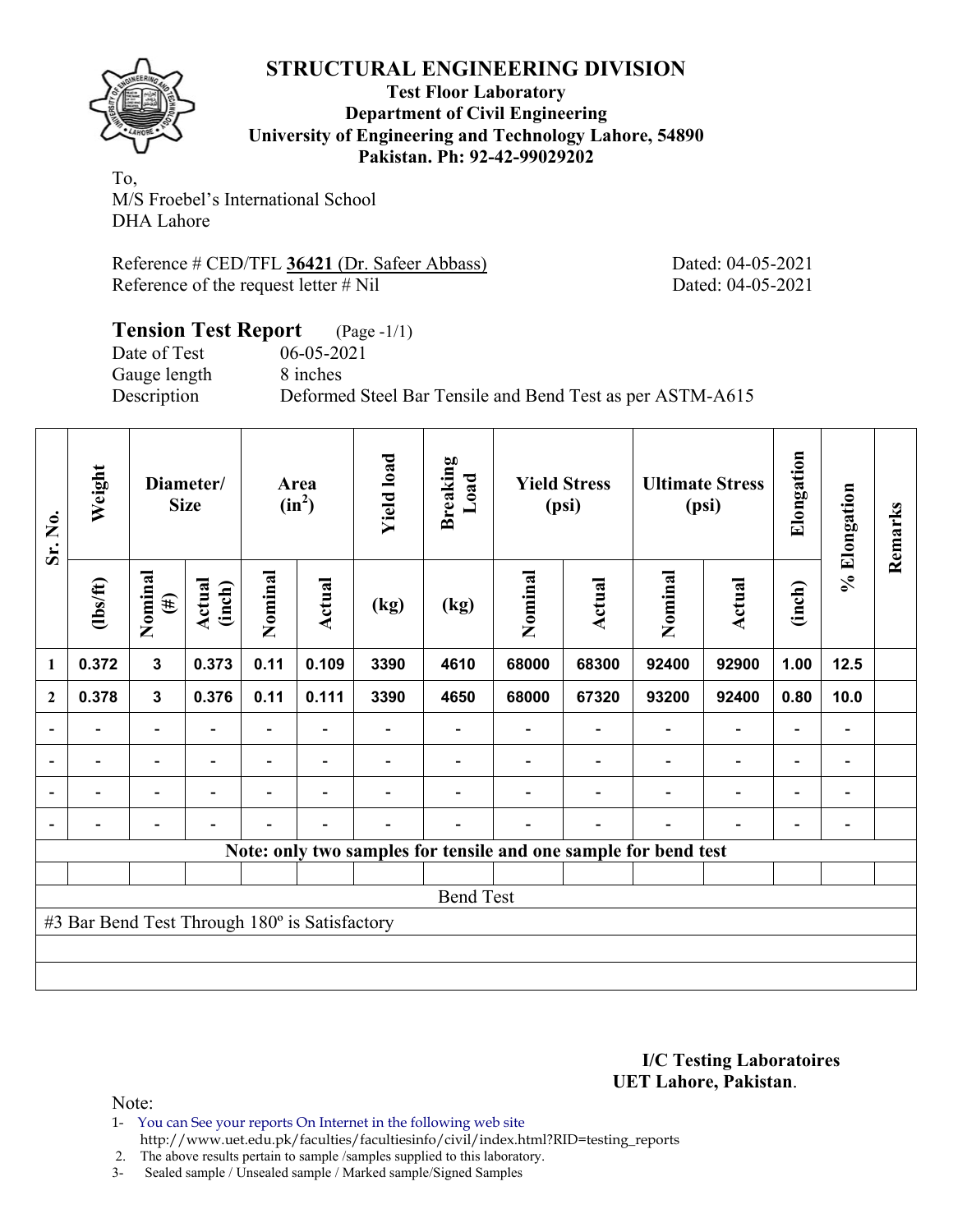# STRUCTURAL ENGINEERING DIVISION

**Test Floor Laboratory**
**Department of Civil Engineering**
**University of Engineering and Technology Lahore, 54890**
**Pakistan. Ph: 92-42-99029202**

To,
M/S Froebel's International School
DHA Lahore

Reference # CED/TFL **36421** (Dr. Safeer Abbass) Dated: 04-05-2021
Reference of the request letter # Nil Dated: 04-05-2021

## Tension Test Report (Page -1/1)

Date of Test 06-05-2021
Gauge length 8 inches
Description Deformed Steel Bar Tensile and Bend Test as per ASTM-A615

| Sr. No. | Weight | Diameter/ Size | | Area ($in^2$) | | Yield load | Breaking Load | Yield Stress (psi) | | Ultimate Stress (psi) | | Elongation | % Elongation | Remarks |
|---|---|---|---|---|---|---|---|---|---|---|---|---|---|---|
| | (lbs/ft) | Nominal (#) | Actual (inch) | Nominal | Actual | (kg) | (kg) | Nominal | Actual | Nominal | Actual | (inch) | | |
| 1 | 0.372 | 3 | 0.373 | 0.11 | 0.109 | 3390 | 4610 | 68000 | 68300 | 92400 | 92900 | 1.00 | 12.5 | |
| 2 | 0.378 | 3 | 0.376 | 0.11 | 0.111 | 3390 | 4650 | 68000 | 67320 | 93200 | 92400 | 0.80 | 10.0 | |
| - | - | - | - | - | - | - | - | - | - | - | - | - | - | |
| - | - | - | - | - | - | - | - | - | - | - | - | - | - | |
| - | - | - | - | - | - | - | - | - | - | - | - | - | - | |
| - | - | - | - | - | - | - | - | - | - | - | - | - | - | |

**Note: only two samples for tensile and one sample for bend test**

Bend Test

#3 Bar Bend Test Through 180º is Satisfactory

**I/C Testing Laboratoires**
**UET Lahore, Pakistan**.

Note:
1- You can See your reports On Internet in the following web site
http://www.uet.edu.pk/faculties/facultiesinfo/civil/index.html?RID=testing_reports
2. The above results pertain to sample /samples supplied to this laboratory.
3- Sealed sample / Unsealed sample / Marked sample/Signed Samples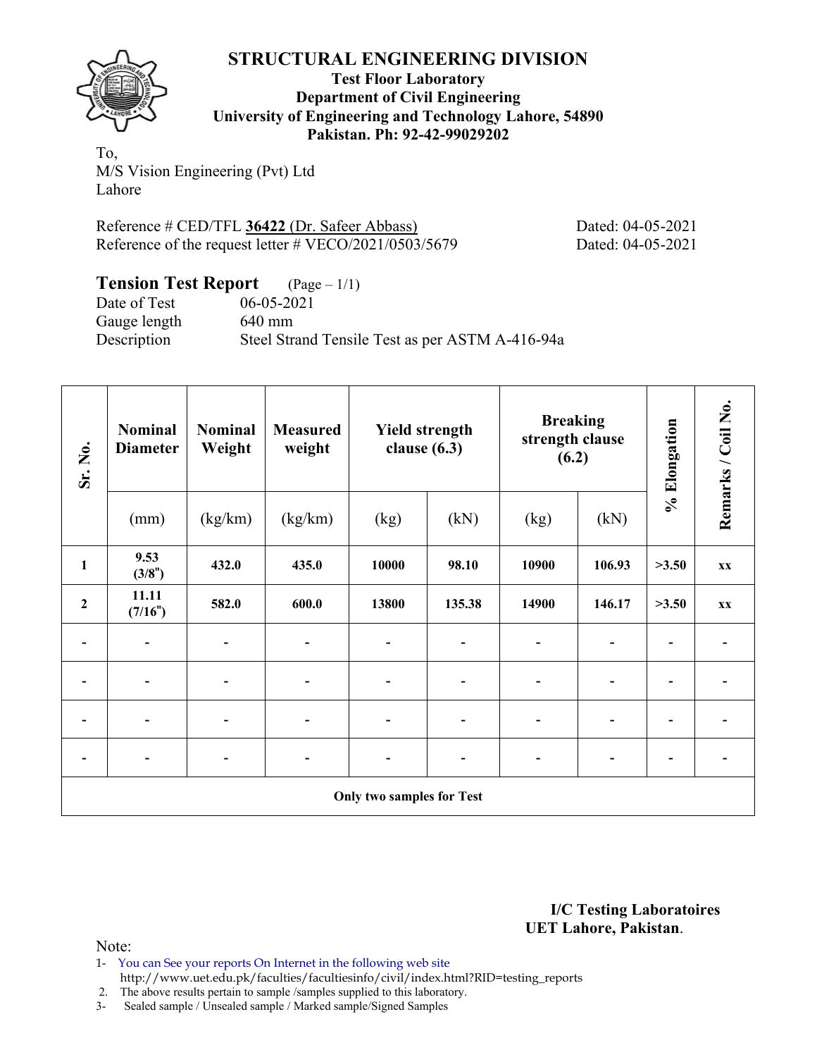# STRUCTURAL ENGINEERING DIVISION

**Test Floor Laboratory**
**Department of Civil Engineering**
**University of Engineering and Technology Lahore, 54890**
**Pakistan. Ph: 92-42-99029202**

To,
M/S Vision Engineering (Pvt) Ltd
Lahore

Reference # CED/TFL **36422** (Dr. Safeer Abbass) Dated: 04-05-2021
Reference of the request letter # VECO/2021/0503/5679 Dated: 04-05-2021

## Tension Test Report (Page – 1/1)

Date of Test 06-05-2021
Gauge length 640 mm
Description Steel Strand Tensile Test as per ASTM A-416-94a

| Sr. No. | Nominal Diameter | Nominal Weight | Measured weight | Yield strength clause (6.3) | | Breaking strength clause (6.2) | | % Elongation | Remarks / Coil No. |
|---|---|---|---|---|---|---|---|---|---|
| | (mm) | (kg/km) | (kg/km) | (kg) | (kN) | (kg) | (kN) | | |
| **1** | **9.53 (3/8")** | **432.0** | **435.0** | **10000** | **98.10** | **10900** | **106.93** | **>3.50** | **xx** |
| **2** | **11.11 (7/16")** | **582.0** | **600.0** | **13800** | **135.38** | **14900** | **146.17** | **>3.50** | **xx** |
| - | - | - | - | - | - | - | - | - | - |
| - | - | - | - | - | - | - | - | - | - |
| - | - | - | - | - | - | - | - | - | - |
| - | - | - | - | - | - | - | - | - | - |
| **Only two samples for Test** | | | | | | | | | |

**I/C Testing Laboratoires**
**UET Lahore, Pakistan**.

Note:
1- You can See your reports On Internet in the following web site
http://www.uet.edu.pk/faculties/facultiesinfo/civil/index.html?RID=testing_reports
2. The above results pertain to sample /samples supplied to this laboratory.
3- Sealed sample / Unsealed sample / Marked sample/Signed Samples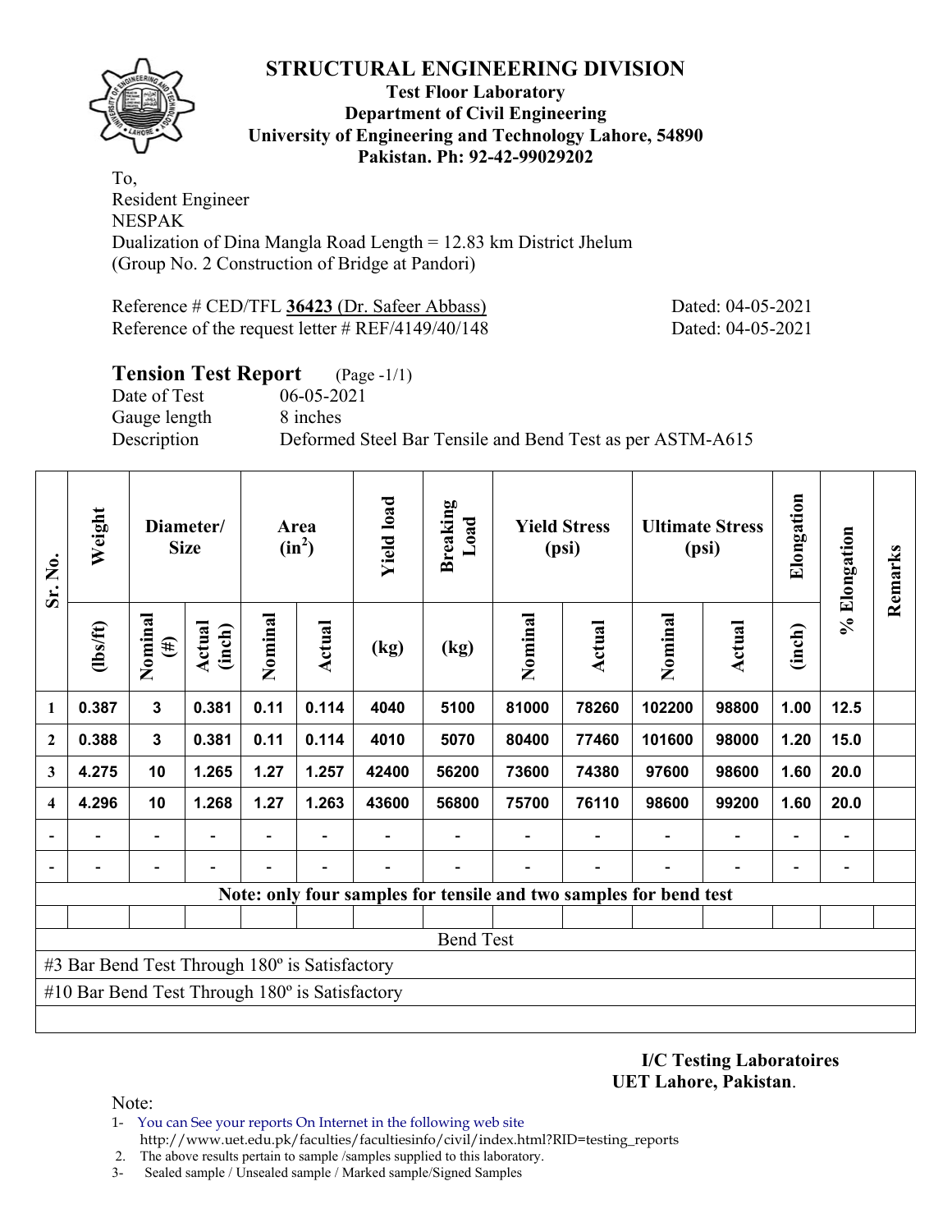# STRUCTURAL ENGINEERING DIVISION

**Test Floor Laboratory**
**Department of Civil Engineering**
**University of Engineering and Technology Lahore, 54890**
**Pakistan. Ph: 92-42-99029202**

To,
Resident Engineer
NESPAK
Dualization of Dina Mangla Road Length = 12.83 km District Jhelum
(Group No. 2 Construction of Bridge at Pandori)

Reference # CED/TFL **36423** (Dr. Safeer Abbass) Dated: 04-05-2021
Reference of the request letter # REF/4149/40/148 Dated: 04-05-2021

## Tension Test Report (Page -1/1)

Date of Test 06-05-2021
Gauge length 8 inches
Description Deformed Steel Bar Tensile and Bend Test as per ASTM-A615

| Sr. No. | Weight | Diameter/ Size | | Area ($in^2$) | | Yield load | Breaking Load | Yield Stress (psi) | | Ultimate Stress (psi) | | Elongation | % Elongation | Remarks |
|---|---|---|---|---|---|---|---|---|---|---|---|---|---|---|
| | (lbs/ft) | Nominal (#) | Actual (inch) | Nominal | Actual | (kg) | (kg) | Nominal | Actual | Nominal | Actual | (inch) | | |
| 1 | 0.387 | 3 | 0.381 | 0.11 | 0.114 | 4040 | 5100 | 81000 | 78260 | 102200 | 98800 | 1.00 | 12.5 | |
| 2 | 0.388 | 3 | 0.381 | 0.11 | 0.114 | 4010 | 5070 | 80400 | 77460 | 101600 | 98000 | 1.20 | 15.0 | |
| 3 | 4.275 | 10 | 1.265 | 1.27 | 1.257 | 42400 | 56200 | 73600 | 74380 | 97600 | 98600 | 1.60 | 20.0 | |
| 4 | 4.296 | 10 | 1.268 | 1.27 | 1.263 | 43600 | 56800 | 75700 | 76110 | 98600 | 99200 | 1.60 | 20.0 | |
| - | - | - | - | - | - | - | - | - | - | - | - | - | - | |
| - | - | - | - | - | - | - | - | - | - | - | - | - | - | |
| Note: only four samples for tensile and two samples for bend test | | | | | | | | | | | | | | |
| Bend Test | | | | | | | | | | | | | | |
| #3 Bar Bend Test Through 180º is Satisfactory | | | | | | | | | | | | | | |
| #10 Bar Bend Test Through 180º is Satisfactory | | | | | | | | | | | | | | |

**I/C Testing Laboratoires**
**UET Lahore, Pakistan**.

Note:
1- You can See your reports On Internet in the following web site
http://www.uet.edu.pk/faculties/facultiesinfo/civil/index.html?RID=testing_reports
2. The above results pertain to sample /samples supplied to this laboratory.
3- Sealed sample / Unsealed sample / Marked sample/Signed Samples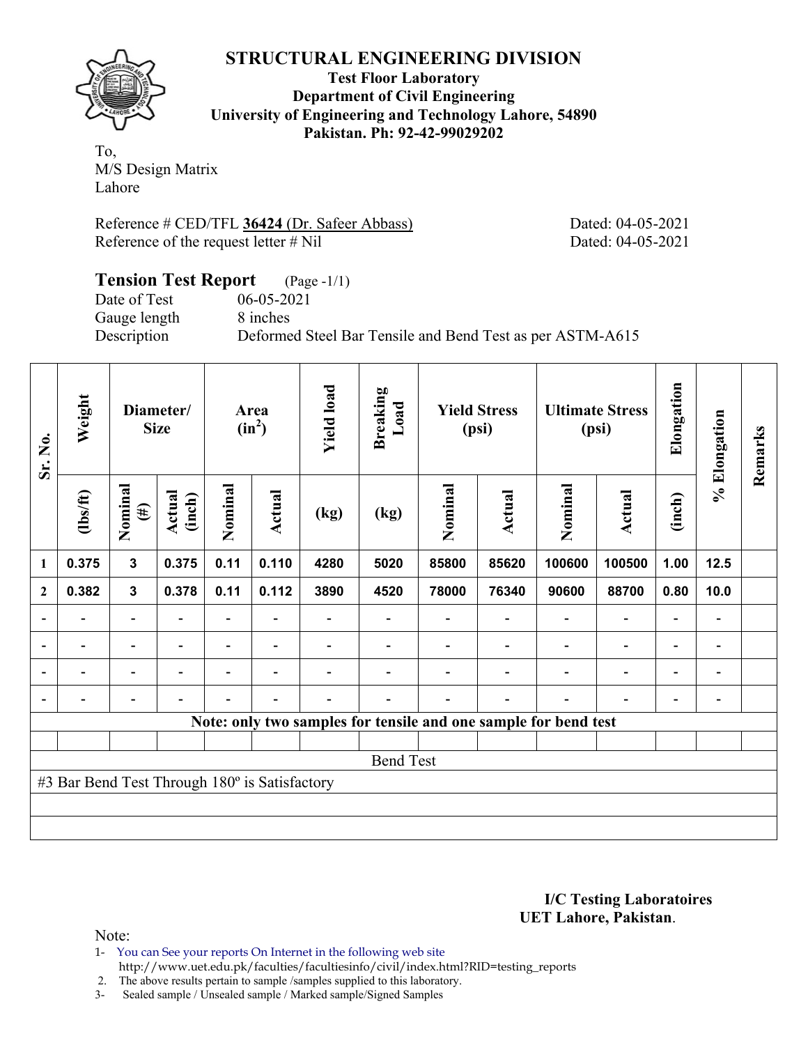# STRUCTURAL ENGINEERING DIVISION

**Test Floor Laboratory**
**Department of Civil Engineering**
**University of Engineering and Technology Lahore, 54890**
**Pakistan. Ph: 92-42-99029202**

To,
M/S Design Matrix
Lahore

Reference # CED/TFL **36424** (Dr. Safeer Abbass) Dated: 04-05-2021
Reference of the request letter # Nil Dated: 04-05-2021

## Tension Test Report (Page -1/1)

Date of Test 06-05-2021
Gauge length 8 inches
Description Deformed Steel Bar Tensile and Bend Test as per ASTM-A615

| Sr. No. | Weight | Diameter/ Size | | Area ($in^2$) | | Yield load | Breaking Load | Yield Stress (psi) | | Ultimate Stress (psi) | | Elongation | % Elongation | Remarks |
|---|---|---|---|---|---|---|---|---|---|---|---|---|---|---|
| | (lbs/ft) | Nominal (#) | Actual (inch) | Nominal | Actual | (kg) | (kg) | Nominal | Actual | Nominal | Actual | (inch) | | |
| 1 | 0.375 | 3 | 0.375 | 0.11 | 0.110 | 4280 | 5020 | 85800 | 85620 | 100600 | 100500 | 1.00 | 12.5 | |
| 2 | 0.382 | 3 | 0.378 | 0.11 | 0.112 | 3890 | 4520 | 78000 | 76340 | 90600 | 88700 | 0.80 | 10.0 | |
| - | - | - | - | - | - | - | - | - | - | - | - | - | - | |
| - | - | - | - | - | - | - | - | - | - | - | - | - | - | |
| - | - | - | - | - | - | - | - | - | - | - | - | - | - | |
| - | - | - | - | - | - | - | - | - | - | - | - | - | - | |

**Note: only two samples for tensile and one sample for bend test**

Bend Test

#3 Bar Bend Test Through 180º is Satisfactory

**I/C Testing Laboratoires**
**UET Lahore, Pakistan**.

Note:
1- You can See your reports On Internet in the following web site
http://www.uet.edu.pk/faculties/facultiesinfo/civil/index.html?RID=testing_reports
2. The above results pertain to sample /samples supplied to this laboratory.
3- Sealed sample / Unsealed sample / Marked sample/Signed Samples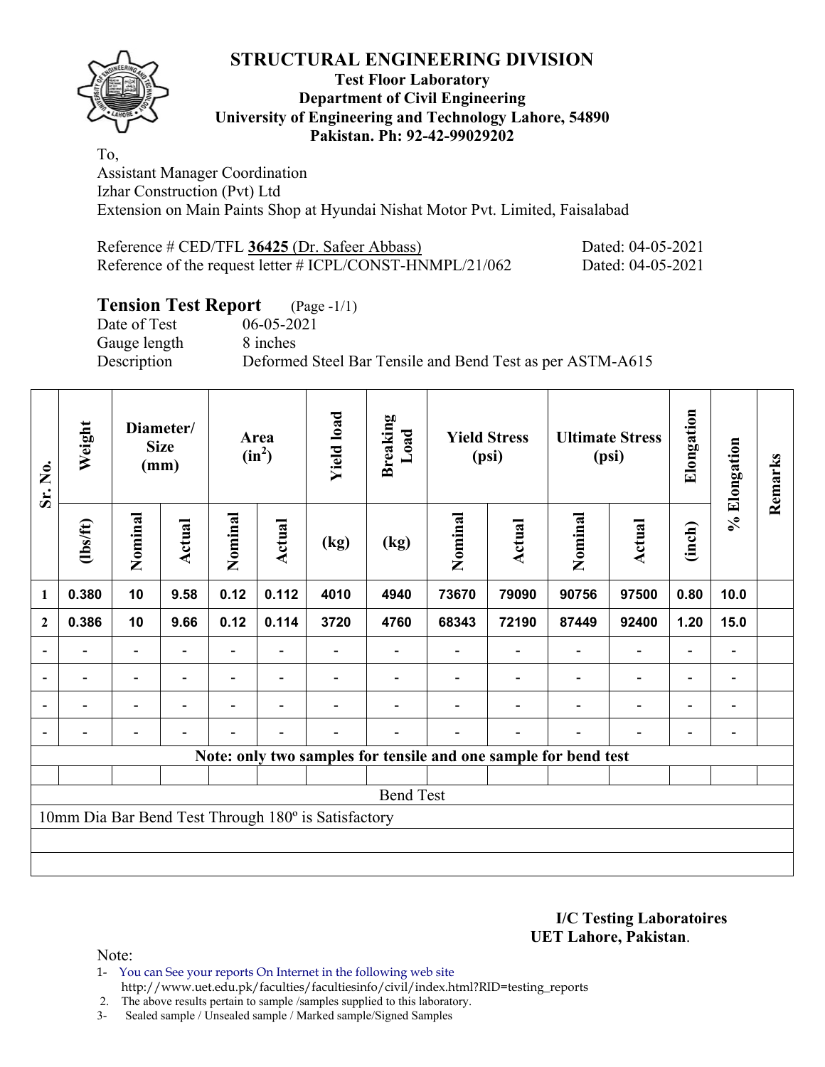# STRUCTURAL ENGINEERING DIVISION

**Test Floor Laboratory**
**Department of Civil Engineering**
**University of Engineering and Technology Lahore, 54890**
**Pakistan. Ph: 92-42-99029202**

To,
Assistant Manager Coordination
Izhar Construction (Pvt) Ltd
Extension on Main Paints Shop at Hyundai Nishat Motor Pvt. Limited, Faisalabad

Reference # CED/TFL **36425** (Dr. Safeer Abbass) Dated: 04-05-2021
Reference of the request letter # ICPL/CONST-HNMPL/21/062 Dated: 04-05-2021

## Tension Test Report (Page -1/1)

Date of Test 06-05-2021
Gauge length 8 inches
Description Deformed Steel Bar Tensile and Bend Test as per ASTM-A615

| Sr. No. | Weight | Diameter/ Size (mm) | | Area ($in^2$) | | Yield load | Breaking Load | Yield Stress (psi) | | Ultimate Stress (psi) | | Elongation | % Elongation | Remarks |
|---|---|---|---|---|---|---|---|---|---|---|---|---|---|---|
| | (lbs/ft) | Nominal | Actual | Nominal | Actual | (kg) | (kg) | Nominal | Actual | Nominal | Actual | (inch) | | |
| 1 | 0.380 | 10 | 9.58 | 0.12 | 0.112 | 4010 | 4940 | 73670 | 79090 | 90756 | 97500 | 0.80 | 10.0 | |
| 2 | 0.386 | 10 | 9.66 | 0.12 | 0.114 | 3720 | 4760 | 68343 | 72190 | 87449 | 92400 | 1.20 | 15.0 | |
| - | - | - | - | - | - | - | - | - | - | - | - | - | - | |
| - | - | - | - | - | - | - | - | - | - | - | - | - | - | |
| - | - | - | - | - | - | - | - | - | - | - | - | - | - | |
| - | - | - | - | - | - | - | - | - | - | - | - | - | - | |
| Note: only two samples for tensile and one sample for bend test | | | | | | | | | | | | | | |
| Bend Test | | | | | | | | | | | | | | |
| 10mm Dia Bar Bend Test Through 180º is Satisfactory | | | | | | | | | | | | | | |

**I/C Testing Laboratoires**
**UET Lahore, Pakistan**.

Note:
1- You can See your reports On Internet in the following web site
http://www.uet.edu.pk/faculties/facultiesinfo/civil/index.html?RID=testing_reports
2. The above results pertain to sample /samples supplied to this laboratory.
3- Sealed sample / Unsealed sample / Marked sample/Signed Samples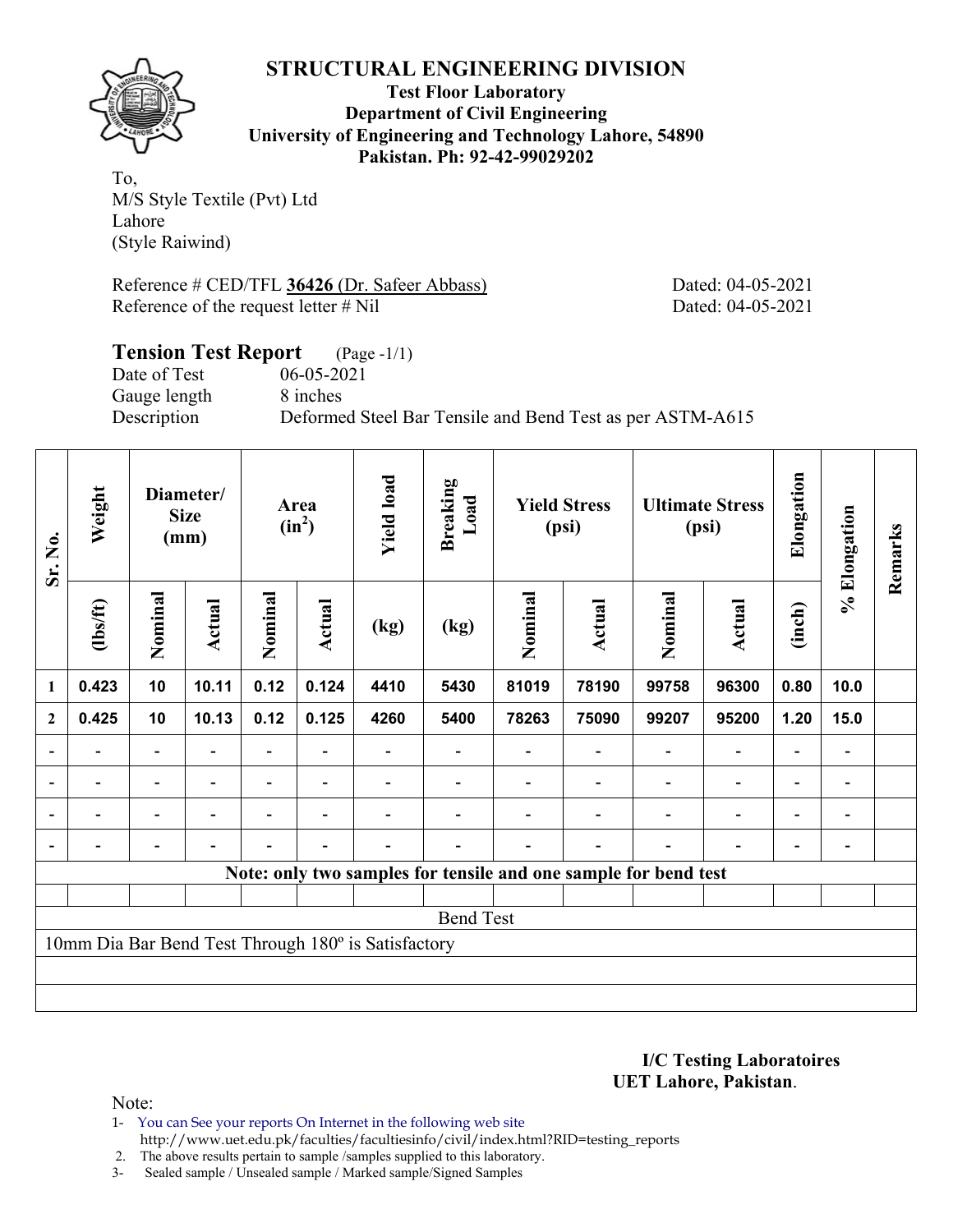# STRUCTURAL ENGINEERING DIVISION

**Test Floor Laboratory**
**Department of Civil Engineering**
**University of Engineering and Technology Lahore, 54890**
**Pakistan. Ph: 92-42-99029202**

To,
M/S Style Textile (Pvt) Ltd
Lahore
(Style Raiwind)

Reference # CED/TFL **36426** (Dr. Safeer Abbass) Dated: 04-05-2021
Reference of the request letter # Nil Dated: 04-05-2021

## Tension Test Report (Page -1/1)

Date of Test 06-05-2021
Gauge length 8 inches
Description Deformed Steel Bar Tensile and Bend Test as per ASTM-A615

| Sr. No. | Weight | Diameter/ Size (mm) | | Area ($in^2$) | | Yield load | Breaking Load | Yield Stress (psi) | | Ultimate Stress (psi) | | Elongation | % Elongation | Remarks |
|---|---|---|---|---|---|---|---|---|---|---|---|---|---|---|
| | (lbs/ft) | Nominal | Actual | Nominal | Actual | (kg) | (kg) | Nominal | Actual | Nominal | Actual | (inch) | | |
| 1 | 0.423 | 10 | 10.11 | 0.12 | 0.124 | 4410 | 5430 | 81019 | 78190 | 99758 | 96300 | 0.80 | 10.0 | |
| 2 | 0.425 | 10 | 10.13 | 0.12 | 0.125 | 4260 | 5400 | 78263 | 75090 | 99207 | 95200 | 1.20 | 15.0 | |
| - | - | - | - | - | - | - | - | - | - | - | - | - | - | |
| - | - | - | - | - | - | - | - | - | - | - | - | - | - | |
| - | - | - | - | - | - | - | - | - | - | - | - | - | - | |
| - | - | - | - | - | - | - | - | - | - | - | - | - | - | |
| **Note: only two samples for tensile and one sample for bend test** | | | | | | | | | | | | | | |
| Bend Test | | | | | | | | | | | | | | |
| 10mm Dia Bar Bend Test Through 180º is Satisfactory | | | | | | | | | | | | | | |

**I/C Testing Laboratoires**
**UET Lahore, Pakistan**.

Note:

1- You can See your reports On Internet in the following web site
http://www.uet.edu.pk/faculties/facultiesinfo/civil/index.html?RID=testing_reports
2. The above results pertain to sample /samples supplied to this laboratory.
3- Sealed sample / Unsealed sample / Marked sample/Signed Samples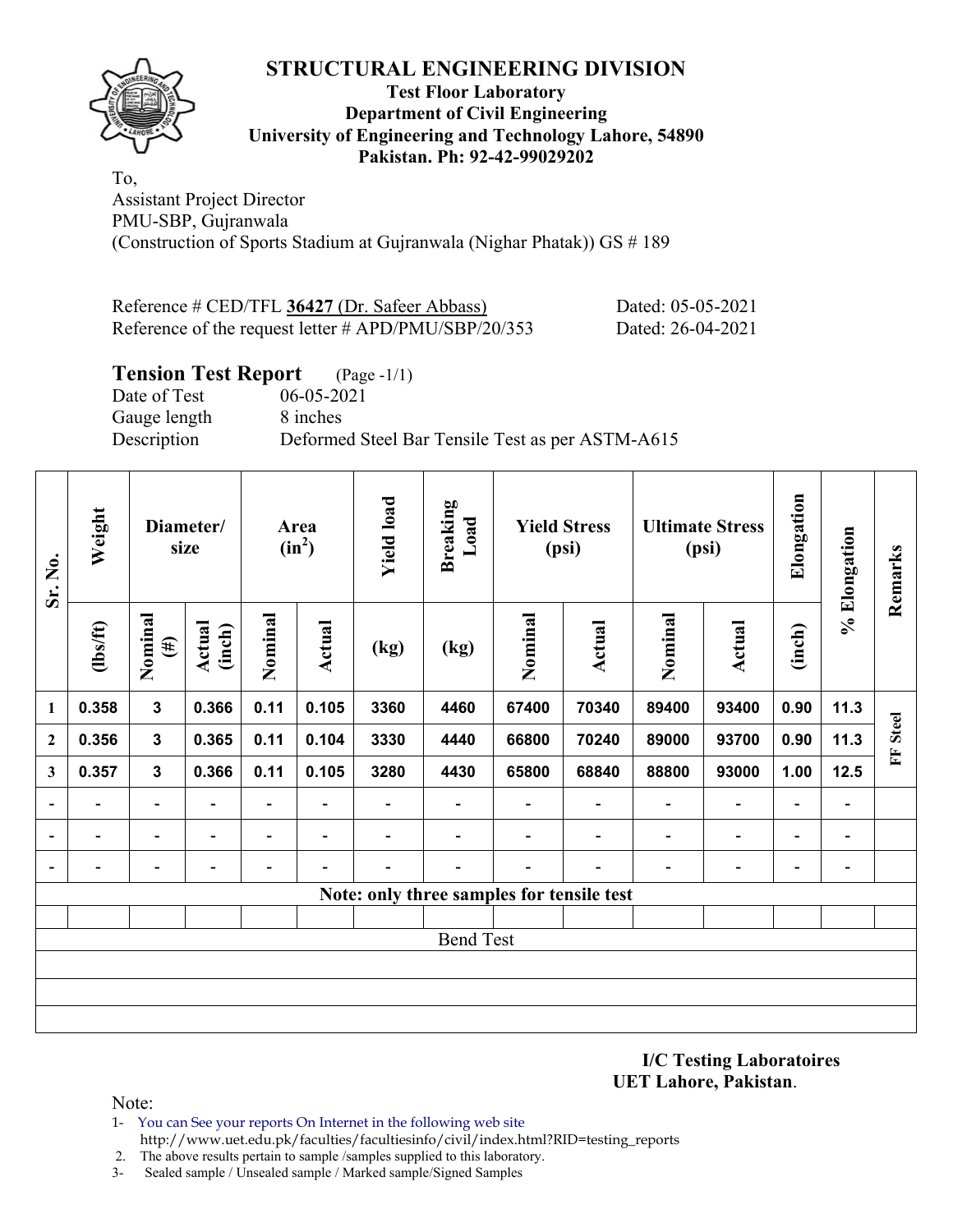# STRUCTURAL ENGINEERING DIVISION

**Test Floor Laboratory**
**Department of Civil Engineering**
**University of Engineering and Technology Lahore, 54890**
**Pakistan. Ph: 92-42-99029202**

To,
Assistant Project Director
PMU-SBP, Gujranwala
(Construction of Sports Stadium at Gujranwala (Nighar Phatak)) GS # 189

Reference # CED/TFL **36427** (Dr. Safeer Abbass) Dated: 05-05-2021
Reference of the request letter # APD/PMU/SBP/20/353 Dated: 26-04-2021

## Tension Test Report (Page -1/1)

Date of Test 06-05-2021
Gauge length 8 inches
Description Deformed Steel Bar Tensile Test as per ASTM-A615

| Sr. No. | Weight | Diameter/ size | | Area ($in^2$) | | Yield load | Breaking Load | Yield Stress (psi) | | Ultimate Stress (psi) | | Elongation | % Elongation | Remarks |
|---|---|---|---|---|---|---|---|---|---|---|---|---|---|---|
| | (lbs/ft) | Nominal (#) | Actual (inch) | Nominal | Actual | (kg) | (kg) | Nominal | Actual | Nominal | Actual | (inch) | | |
| 1 | 0.358 | 3 | 0.366 | 0.11 | 0.105 | 3360 | 4460 | 67400 | 70340 | 89400 | 93400 | 0.90 | 11.3 | FF Steel |
| 2 | 0.356 | 3 | 0.365 | 0.11 | 0.104 | 3330 | 4440 | 66800 | 70240 | 89000 | 93700 | 0.90 | 11.3 | |
| 3 | 0.357 | 3 | 0.366 | 0.11 | 0.105 | 3280 | 4430 | 65800 | 68840 | 88800 | 93000 | 1.00 | 12.5 | |
| - | - | - | - | - | - | - | - | - | - | - | - | - | - | |
| - | - | - | - | - | - | - | - | - | - | - | - | - | - | |
| - | - | - | - | - | - | - | - | - | - | - | - | - | - | |
| Note: only three samples for tensile test | | | | | | | | | | | | | | |
| Bend Test | | | | | | | | | | | | | | |

**I/C Testing Laboratoires**
**UET Lahore, Pakistan**.

Note:
1- You can See your reports On Internet in the following web site
http://www.uet.edu.pk/faculties/facultiesinfo/civil/index.html?RID=testing_reports
2. The above results pertain to sample /samples supplied to this laboratory.
3- Sealed sample / Unsealed sample / Marked sample/Signed Samples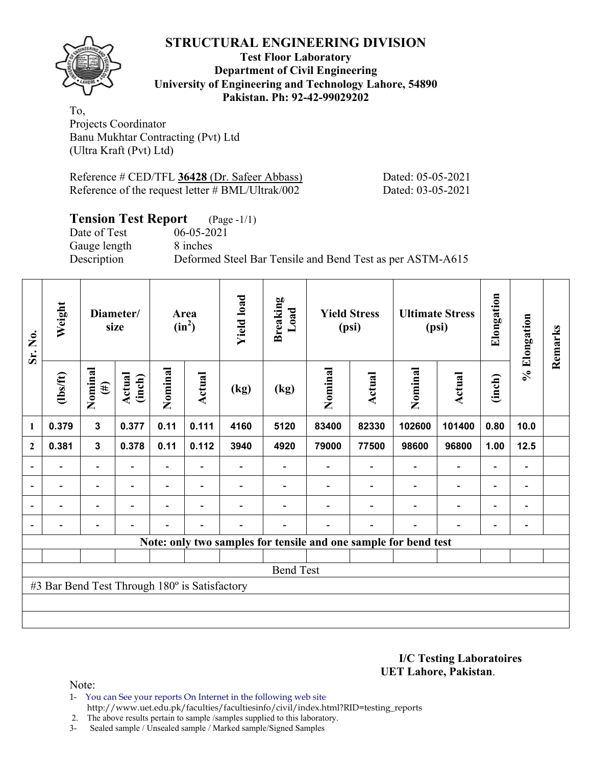# STRUCTURAL ENGINEERING DIVISION

**Test Floor Laboratory**
**Department of Civil Engineering**
**University of Engineering and Technology Lahore, 54890**
**Pakistan. Ph: 92-42-99029202**

To,
Projects Coordinator
Banu Mukhtar Contracting (Pvt) Ltd
(Ultra Kraft (Pvt) Ltd)

Reference # CED/TFL **36428** (Dr. Safeer Abbass) Dated: 05-05-2021
Reference of the request letter # BML/Ultrak/002 Dated: 03-05-2021

## Tension Test Report (Page -1/1)

Date of Test 06-05-2021
Gauge length 8 inches
Description Deformed Steel Bar Tensile and Bend Test as per ASTM-A615

| Sr. No. | Weight | Diameter/ size | | Area ($in^2$) | | Yield load | Breaking Load | Yield Stress (psi) | | Ultimate Stress (psi) | | Elongation | % Elongation | Remarks |
|---|---|---|---|---|---|---|---|---|---|---|---|---|---|---|
| | (lbs/ft) | Nominal (#) | Actual (inch) | Nominal | Actual | (kg) | (kg) | Nominal | Actual | Nominal | Actual | (inch) | | |
| 1 | 0.379 | 3 | 0.377 | 0.11 | 0.111 | 4160 | 5120 | 83400 | 82330 | 102600 | 101400 | 0.80 | 10.0 | |
| 2 | 0.381 | 3 | 0.378 | 0.11 | 0.112 | 3940 | 4920 | 79000 | 77500 | 98600 | 96800 | 1.00 | 12.5 | |
| - | - | - | - | - | - | - | - | - | - | - | - | - | - | |
| - | - | - | - | - | - | - | - | - | - | - | - | - | - | |
| - | - | - | - | - | - | - | - | - | - | - | - | - | - | |
| - | - | - | - | - | - | - | - | - | - | - | - | - | - | |
| **Note: only two samples for tensile and one sample for bend test** | | | | | | | | | | | | | | |
| Bend Test | | | | | | | | | | | | | | |
| #3 Bar Bend Test Through 180º is Satisfactory | | | | | | | | | | | | | | |

**I/C Testing Laboratoires**
**UET Lahore, Pakistan.**

Note:
1- You can See your reports On Internet in the following web site
http://www.uet.edu.pk/faculties/facultiesinfo/civil/index.html?RID=testing_reports
2. The above results pertain to sample /samples supplied to this laboratory.
3- Sealed sample / Unsealed sample / Marked sample/Signed Samples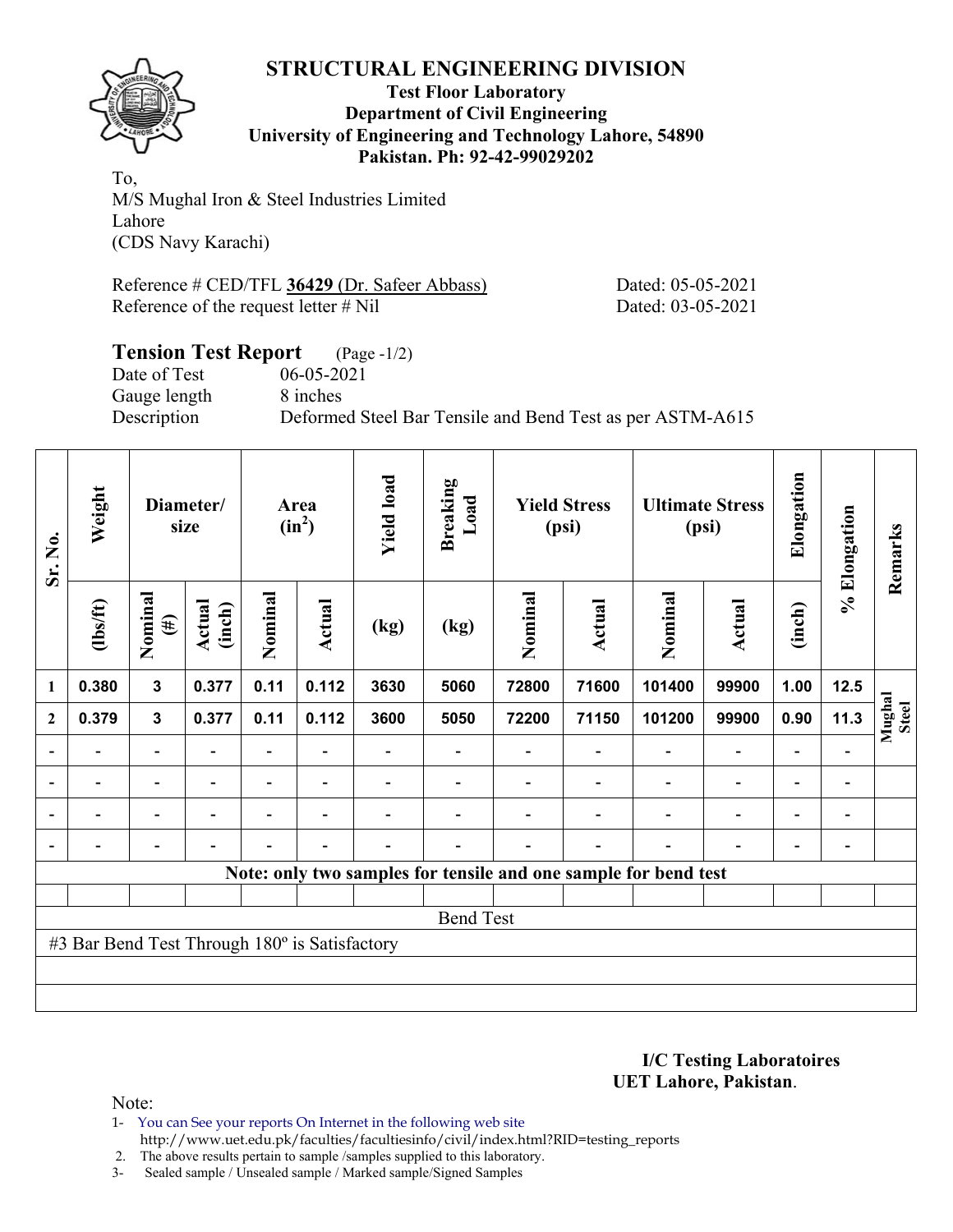# STRUCTURAL ENGINEERING DIVISION

**Test Floor Laboratory**
**Department of Civil Engineering**
**University of Engineering and Technology Lahore, 54890**
**Pakistan. Ph: 92-42-99029202**

To,
M/S Mughal Iron & Steel Industries Limited
Lahore
(CDS Navy Karachi)

Reference # CED/TFL **36429** (Dr. Safeer Abbass) Dated: 05-05-2021
Reference of the request letter # Nil Dated: 03-05-2021

## Tension Test Report (Page -1/2)

Date of Test 06-05-2021
Gauge length 8 inches
Description Deformed Steel Bar Tensile and Bend Test as per ASTM-A615

| Sr. No. | Weight | Diameter/ size | | Area ($in^2$) | | Yield load | Breaking Load | Yield Stress (psi) | | Ultimate Stress (psi) | | Elongation | % Elongation | Remarks |
|---|---|---|---|---|---|---|---|---|---|---|---|---|---|---|
| | (lbs/ft) | Nominal (#) | Actual (inch) | Nominal | Actual | (kg) | (kg) | Nominal | Actual | Nominal | Actual | (inch) | | |
| 1 | 0.380 | 3 | 0.377 | 0.11 | 0.112 | 3630 | 5060 | 72800 | 71600 | 101400 | 99900 | 1.00 | 12.5 | Mughal Steel |
| 2 | 0.379 | 3 | 0.377 | 0.11 | 0.112 | 3600 | 5050 | 72200 | 71150 | 101200 | 99900 | 0.90 | 11.3 | |
| - | - | - | - | - | - | - | - | - | - | - | - | - | - | |
| - | - | - | - | - | - | - | - | - | - | - | - | - | - | |
| - | - | - | - | - | - | - | - | - | - | - | - | - | - | |
| - | - | - | - | - | - | - | - | - | - | - | - | - | - | |
| Note: only two samples for tensile and one sample for bend test | | | | | | | | | | | | | | |
| Bend Test | | | | | | | | | | | | | | |
| #3 Bar Bend Test Through 180º is Satisfactory | | | | | | | | | | | | | | |

**I/C Testing Laboratoires**
**UET Lahore, Pakistan**.

Note:
1- You can See your reports On Internet in the following web site
http://www.uet.edu.pk/faculties/facultiesinfo/civil/index.html?RID=testing_reports
2. The above results pertain to sample /samples supplied to this laboratory.
3- Sealed sample / Unsealed sample / Marked sample/Signed Samples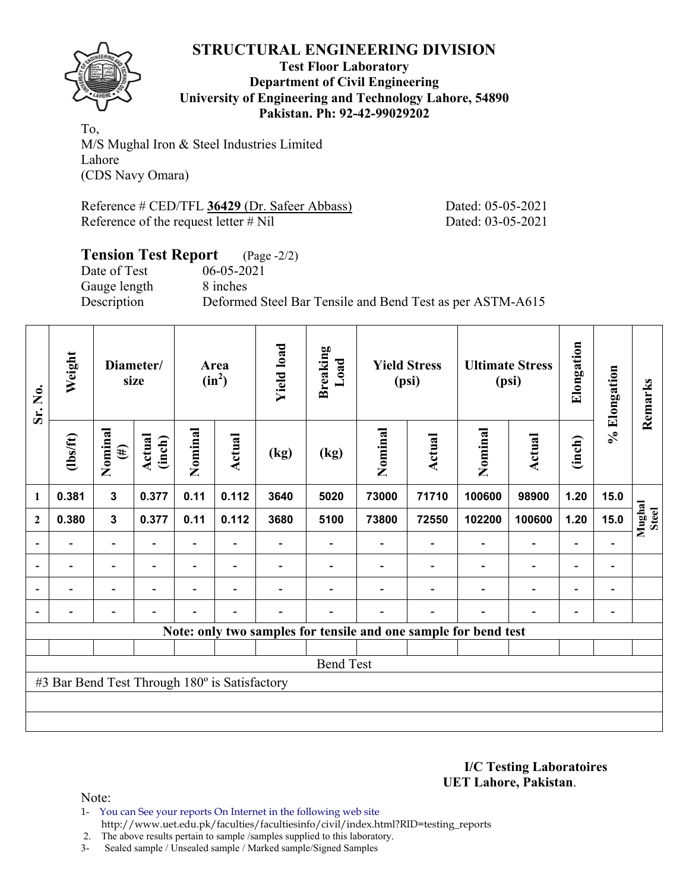# STRUCTURAL ENGINEERING DIVISION

**Test Floor Laboratory**
**Department of Civil Engineering**
**University of Engineering and Technology Lahore, 54890**
**Pakistan. Ph: 92-42-99029202**

To,
M/S Mughal Iron & Steel Industries Limited
Lahore
(CDS Navy Omara)

Reference # CED/TFL **36429** (Dr. Safeer Abbass) Dated: 05-05-2021
Reference of the request letter # Nil Dated: 03-05-2021

## Tension Test Report (Page -2/2)

Date of Test 06-05-2021
Gauge length 8 inches
Description Deformed Steel Bar Tensile and Bend Test as per ASTM-A615

| Sr. No. | Weight | Diameter/ size | | Area ($in^2$) | | Yield load | Breaking Load | Yield Stress (psi) | | Ultimate Stress (psi) | | Elongation | % Elongation | Remarks |
|---|---|---|---|---|---|---|---|---|---|---|---|---|---|---|
| | (lbs/ft) | Nominal (#) | Actual (inch) | Nominal | Actual | (kg) | (kg) | Nominal | Actual | Nominal | Actual | (inch) | | |
| 1 | 0.381 | 3 | 0.377 | 0.11 | 0.112 | 3640 | 5020 | 73000 | 71710 | 100600 | 98900 | 1.20 | 15.0 | Mughal Steel |
| 2 | 0.380 | 3 | 0.377 | 0.11 | 0.112 | 3680 | 5100 | 73800 | 72550 | 102200 | 100600 | 1.20 | 15.0 | |
| - | - | - | - | - | - | - | - | - | - | - | - | - | - | |
| - | - | - | - | - | - | - | - | - | - | - | - | - | - | |
| - | - | - | - | - | - | - | - | - | - | - | - | - | - | |
| - | - | - | - | - | - | - | - | - | - | - | - | - | - | |

**Note: only two samples for tensile and one sample for bend test**

Bend Test

#3 Bar Bend Test Through 180º is Satisfactory

**I/C Testing Laboratoires**
**UET Lahore, Pakistan**.

Note:
1- You can See your reports On Internet in the following web site
http://www.uet.edu.pk/faculties/facultiesinfo/civil/index.html?RID=testing_reports
2. The above results pertain to sample /samples supplied to this laboratory.
3- Sealed sample / Unsealed sample / Marked sample/Signed Samples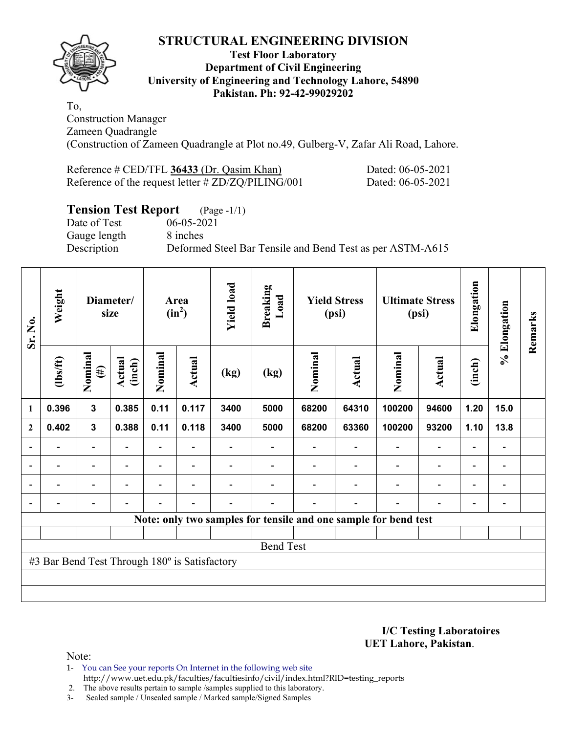# STRUCTURAL ENGINEERING DIVISION

**Test Floor Laboratory**
**Department of Civil Engineering**
**University of Engineering and Technology Lahore, 54890**
**Pakistan. Ph: 92-42-99029202**

To,
Construction Manager
Zameen Quadrangle
(Construction of Zameen Quadrangle at Plot no.49, Gulberg-V, Zafar Ali Road, Lahore.

Reference # CED/TFL **36433** (Dr. Qasim Khan) Dated: 06-05-2021
Reference of the request letter # ZD/ZQ/PILING/001 Dated: 06-05-2021

## Tension Test Report (Page -1/1)

Date of Test 06-05-2021
Gauge length 8 inches
Description Deformed Steel Bar Tensile and Bend Test as per ASTM-A615

| Sr. No. | Weight | Diameter/ size | | Area ($in^2$) | | Yield load | Breaking Load | Yield Stress (psi) | | Ultimate Stress (psi) | | Elongation | % Elongation | Remarks |
|---|---|---|---|---|---|---|---|---|---|---|---|---|---|---|
| | (lbs/ft) | Nominal (#) | Actual (inch) | Nominal | Actual | (kg) | (kg) | Nominal | Actual | Nominal | Actual | (inch) | | |
| 1 | 0.396 | 3 | 0.385 | 0.11 | 0.117 | 3400 | 5000 | 68200 | 64310 | 100200 | 94600 | 1.20 | 15.0 | |
| 2 | 0.402 | 3 | 0.388 | 0.11 | 0.118 | 3400 | 5000 | 68200 | 63360 | 100200 | 93200 | 1.10 | 13.8 | |
| - | - | - | - | - | - | - | - | - | - | - | - | - | - | |
| - | - | - | - | - | - | - | - | - | - | - | - | - | - | |
| - | - | - | - | - | - | - | - | - | - | - | - | - | - | |
| - | - | - | - | - | - | - | - | - | - | - | - | - | - | |
| **Note: only two samples for tensile and one sample for bend test** | | | | | | | | | | | | | | |
| Bend Test | | | | | | | | | | | | | | |
| #3 Bar Bend Test Through 180º is Satisfactory | | | | | | | | | | | | | | |

**I/C Testing Laboratoires**
**UET Lahore, Pakistan**.

Note:
1- You can See your reports On Internet in the following web site
http://www.uet.edu.pk/faculties/facultiesinfo/civil/index.html?RID=testing_reports
2. The above results pertain to sample /samples supplied to this laboratory.
3- Sealed sample / Unsealed sample / Marked sample/Signed Samples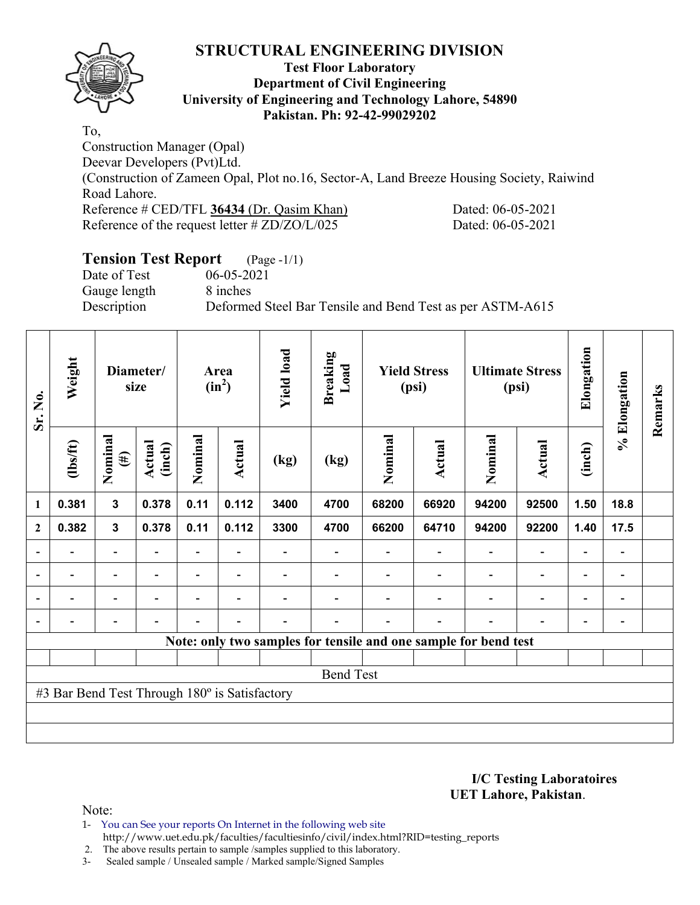# STRUCTURAL ENGINEERING DIVISION

**Test Floor Laboratory**
**Department of Civil Engineering**
**University of Engineering and Technology Lahore, 54890**
**Pakistan. Ph: 92-42-99029202**

To,
Construction Manager (Opal)
Deevar Developers (Pvt)Ltd.
(Construction of Zameen Opal, Plot no.16, Sector-A, Land Breeze Housing Society, Raiwind Road Lahore.
Reference # CED/TFL **36434** (Dr. Qasim Khan) Dated: 06-05-2021
Reference of the request letter # ZD/ZO/L/025 Dated: 06-05-2021

## Tension Test Report (Page -1/1)

Date of Test 06-05-2021
Gauge length 8 inches
Description Deformed Steel Bar Tensile and Bend Test as per ASTM-A615

| Sr. No. | Weight | Diameter/ size | | Area ($in^2$) | | Yield load | Breaking Load | Yield Stress (psi) | | Ultimate Stress (psi) | | Elongation | % Elongation | Remarks |
|---|---|---|---|---|---|---|---|---|---|---|---|---|---|---|
| | (lbs/ft) | Nominal (#) | Actual (inch) | Nominal | Actual | (kg) | (kg) | Nominal | Actual | Nominal | Actual | (inch) | | |
| 1 | 0.381 | 3 | 0.378 | 0.11 | 0.112 | 3400 | 4700 | 68200 | 66920 | 94200 | 92500 | 1.50 | 18.8 | |
| 2 | 0.382 | 3 | 0.378 | 0.11 | 0.112 | 3300 | 4700 | 66200 | 64710 | 94200 | 92200 | 1.40 | 17.5 | |
| - | - | - | - | - | - | - | - | - | - | - | - | - | - | |
| - | - | - | - | - | - | - | - | - | - | - | - | - | - | |
| - | - | - | - | - | - | - | - | - | - | - | - | - | - | |
| - | - | - | - | - | - | - | - | - | - | - | - | - | - | |
| **Note: only two samples for tensile and one sample for bend test** | | | | | | | | | | | | | | |
| Bend Test | | | | | | | | | | | | | | |
| #3 Bar Bend Test Through 180º is Satisfactory | | | | | | | | | | | | | | |

**I/C Testing Laboratoires**
**UET Lahore, Pakistan**.

Note:
1- You can See your reports On Internet in the following web site
http://www.uet.edu.pk/faculties/facultiesinfo/civil/index.html?RID=testing_reports
2. The above results pertain to sample /samples supplied to this laboratory.
3- Sealed sample / Unsealed sample / Marked sample/Signed Samples